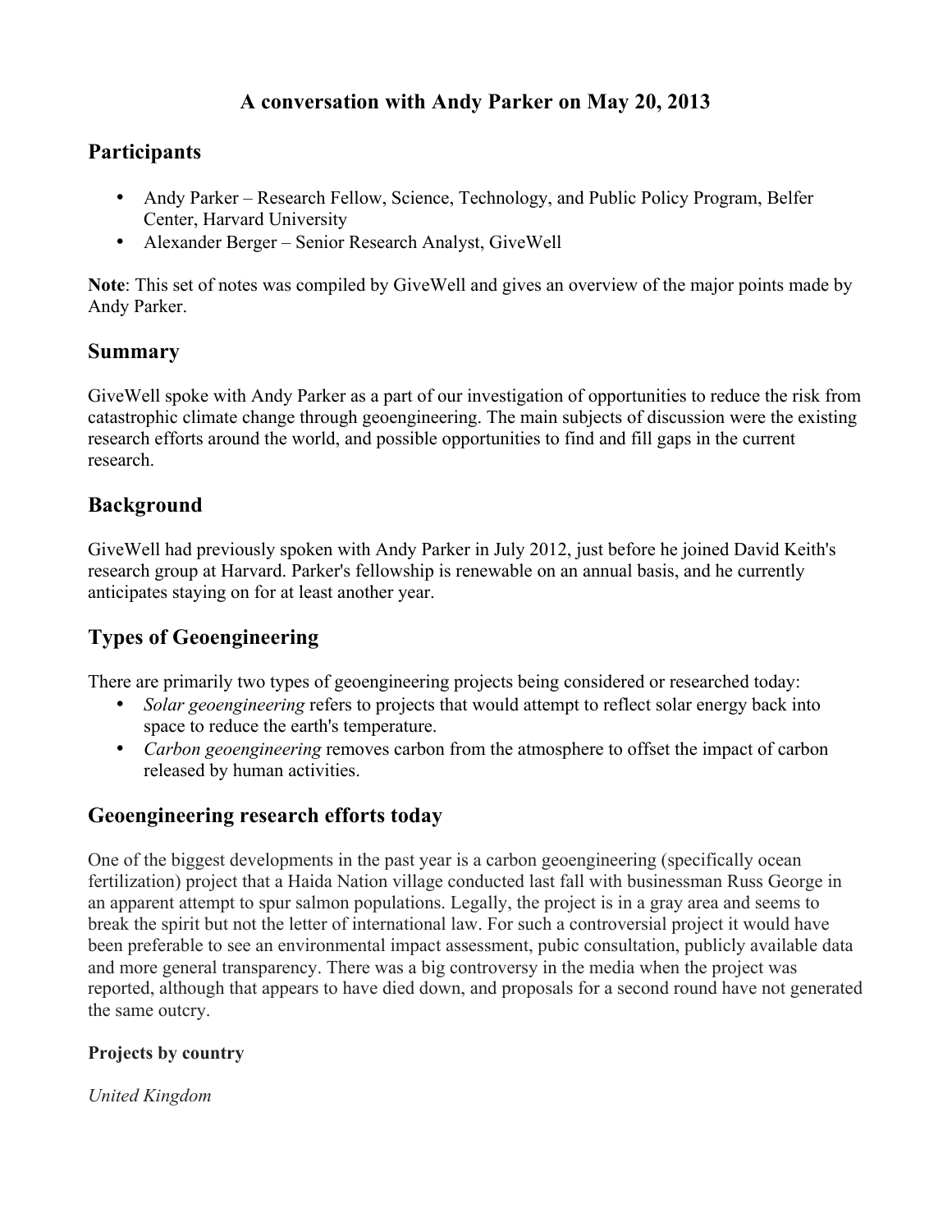# A conversation with Andy Parker on May 20, 2013

## Participants

- Andy Parker – Research Fellow, Science, Technology, and Public Policy Program, Belfer Center, Harvard University
- Alexander Berger – Senior Research Analyst, GiveWell

**Note**: This set of notes was compiled by GiveWell and gives an overview of the major points made by Andy Parker.

## Summary

GiveWell spoke with Andy Parker as a part of our investigation of opportunities to reduce the risk from catastrophic climate change through geoengineering. The main subjects of discussion were the existing research efforts around the world, and possible opportunities to find and fill gaps in the current research.

## Background

GiveWell had previously spoken with Andy Parker in July 2012, just before he joined David Keith's research group at Harvard. Parker's fellowship is renewable on an annual basis, and he currently anticipates staying on for at least another year.

## Types of Geoengineering

There are primarily two types of geoengineering projects being considered or researched today:

- *Solar geoengineering* refers to projects that would attempt to reflect solar energy back into space to reduce the earth's temperature.
- *Carbon geoengineering* removes carbon from the atmosphere to offset the impact of carbon released by human activities.

## Geoengineering research efforts today

One of the biggest developments in the past year is a carbon geoengineering (specifically ocean fertilization) project that a Haida Nation village conducted last fall with businessman Russ George in an apparent attempt to spur salmon populations. Legally, the project is in a gray area and seems to break the spirit but not the letter of international law. For such a controversial project it would have been preferable to see an environmental impact assessment, pubic consultation, publicly available data and more general transparency. There was a big controversy in the media when the project was reported, although that appears to have died down, and proposals for a second round have not generated the same outcry.

### Projects by country

*United Kingdom*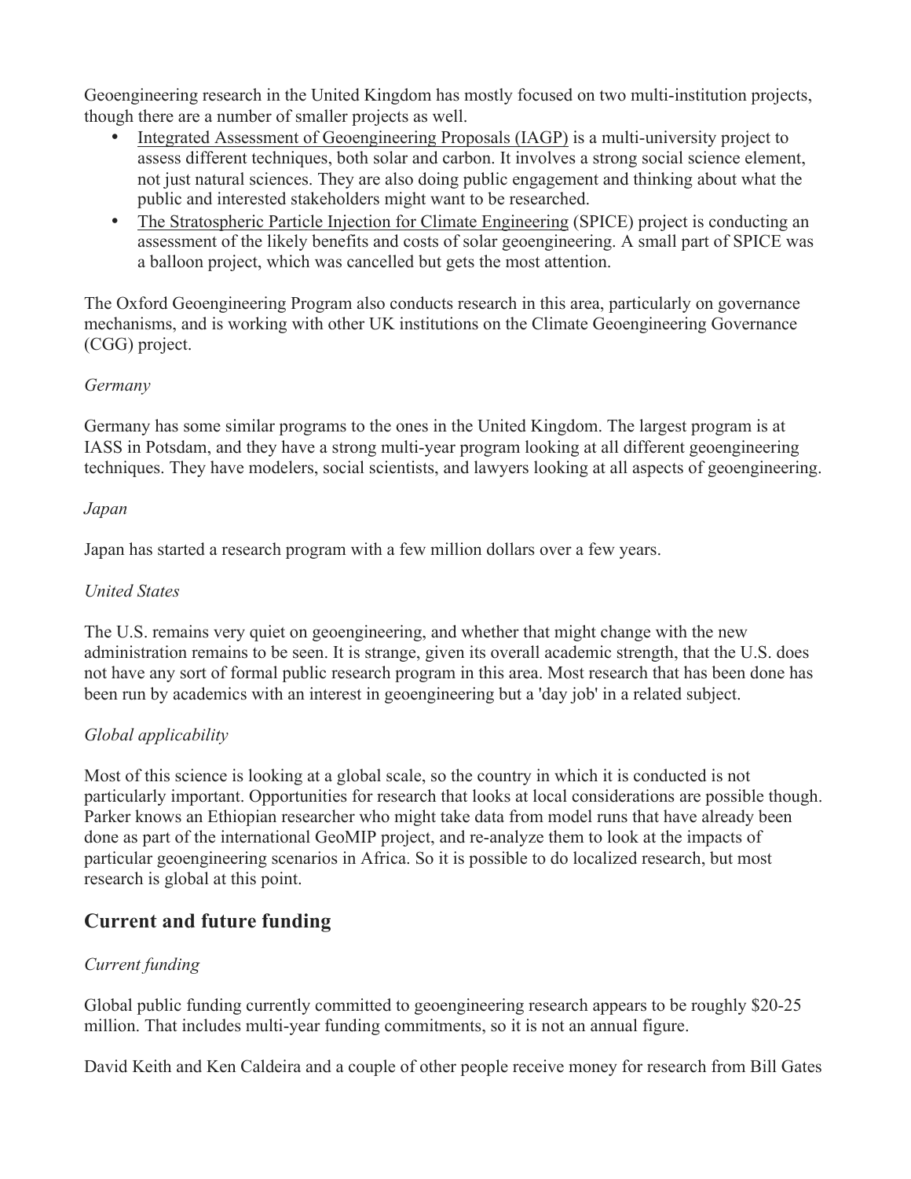Geoengineering research in the United Kingdom has mostly focused on two multi-institution projects, though there are a number of smaller projects as well.

- Integrated Assessment of Geoengineering Proposals (IAGP) is a multi-university project to assess different techniques, both solar and carbon. It involves a strong social science element, not just natural sciences. They are also doing public engagement and thinking about what the public and interested stakeholders might want to be researched.
- The Stratospheric Particle Injection for Climate Engineering (SPICE) project is conducting an assessment of the likely benefits and costs of solar geoengineering. A small part of SPICE was a balloon project, which was cancelled but gets the most attention.

The Oxford Geoengineering Program also conducts research in this area, particularly on governance mechanisms, and is working with other UK institutions on the Climate Geoengineering Governance (CGG) project.

*Germany*

Germany has some similar programs to the ones in the United Kingdom. The largest program is at IASS in Potsdam, and they have a strong multi-year program looking at all different geoengineering techniques. They have modelers, social scientists, and lawyers looking at all aspects of geoengineering.

*Japan*

Japan has started a research program with a few million dollars over a few years.

*United States*

The U.S. remains very quiet on geoengineering, and whether that might change with the new administration remains to be seen. It is strange, given its overall academic strength, that the U.S. does not have any sort of formal public research program in this area. Most research that has been done has been run by academics with an interest in geoengineering but a 'day job' in a related subject.

*Global applicability*

Most of this science is looking at a global scale, so the country in which it is conducted is not particularly important. Opportunities for research that looks at local considerations are possible though. Parker knows an Ethiopian researcher who might take data from model runs that have already been done as part of the international GeoMIP project, and re-analyze them to look at the impacts of particular geoengineering scenarios in Africa. So it is possible to do localized research, but most research is global at this point.

## Current and future funding

*Current funding*

Global public funding currently committed to geoengineering research appears to be roughly $20-25 million. That includes multi-year funding commitments, so it is not an annual figure.

David Keith and Ken Caldeira and a couple of other people receive money for research from Bill Gates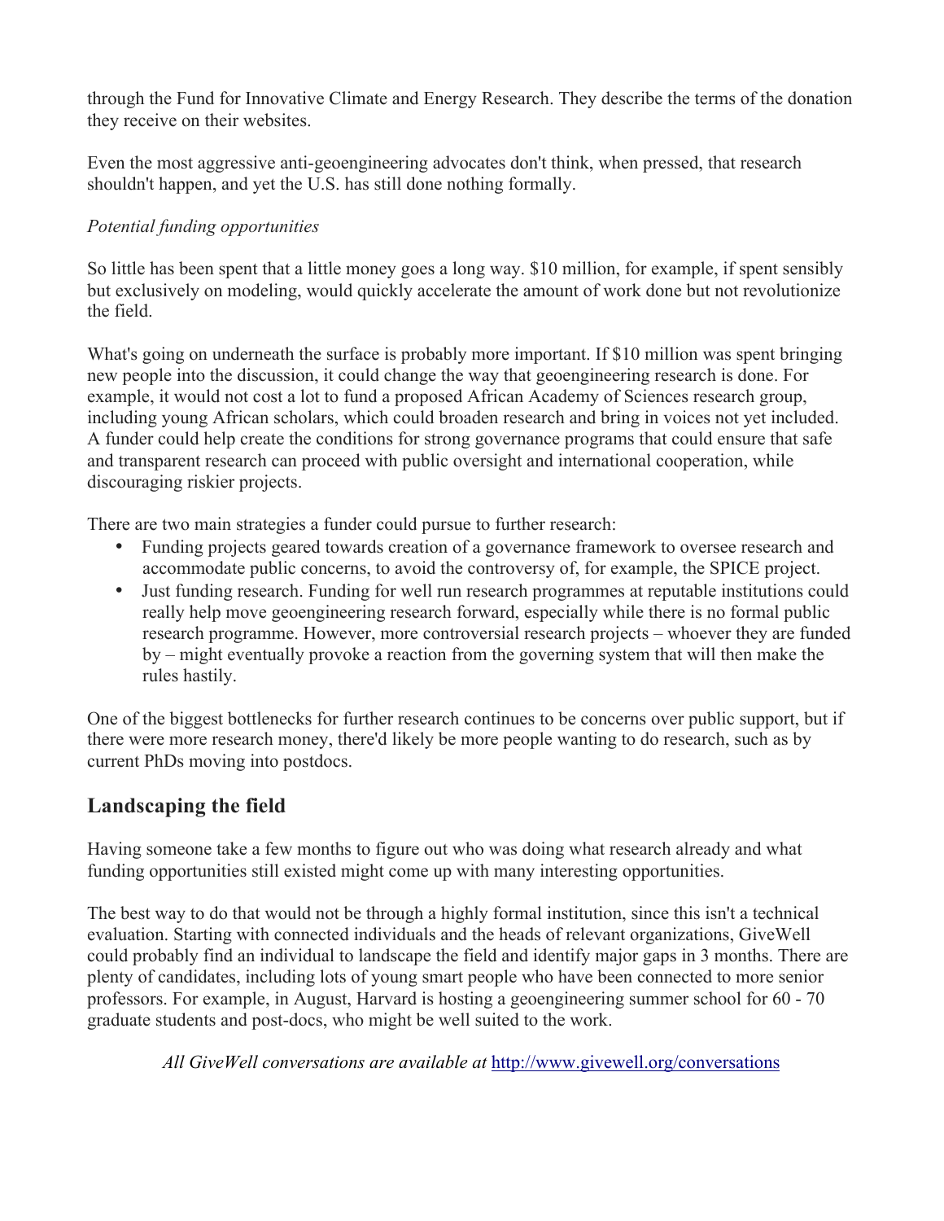through the Fund for Innovative Climate and Energy Research. They describe the terms of the donation they receive on their websites.

Even the most aggressive anti-geoengineering advocates don't think, when pressed, that research shouldn't happen, and yet the U.S. has still done nothing formally.

*Potential funding opportunities*

So little has been spent that a little money goes a long way. $10 million, for example, if spent sensibly but exclusively on modeling, would quickly accelerate the amount of work done but not revolutionize the field.

What's going on underneath the surface is probably more important. If $10 million was spent bringing new people into the discussion, it could change the way that geoengineering research is done. For example, it would not cost a lot to fund a proposed African Academy of Sciences research group, including young African scholars, which could broaden research and bring in voices not yet included. A funder could help create the conditions for strong governance programs that could ensure that safe and transparent research can proceed with public oversight and international cooperation, while discouraging riskier projects.

There are two main strategies a funder could pursue to further research:

- Funding projects geared towards creation of a governance framework to oversee research and accommodate public concerns, to avoid the controversy of, for example, the SPICE project.
- Just funding research. Funding for well run research programmes at reputable institutions could really help move geoengineering research forward, especially while there is no formal public research programme. However, more controversial research projects – whoever they are funded by – might eventually provoke a reaction from the governing system that will then make the rules hastily.

One of the biggest bottlenecks for further research continues to be concerns over public support, but if there were more research money, there'd likely be more people wanting to do research, such as by current PhDs moving into postdocs.

## Landscaping the field

Having someone take a few months to figure out who was doing what research already and what funding opportunities still existed might come up with many interesting opportunities.

The best way to do that would not be through a highly formal institution, since this isn't a technical evaluation. Starting with connected individuals and the heads of relevant organizations, GiveWell could probably find an individual to landscape the field and identify major gaps in 3 months. There are plenty of candidates, including lots of young smart people who have been connected to more senior professors. For example, in August, Harvard is hosting a geoengineering summer school for 60 - 70 graduate students and post-docs, who might be well suited to the work.

*All GiveWell conversations are available at* http://www.givewell.org/conversations